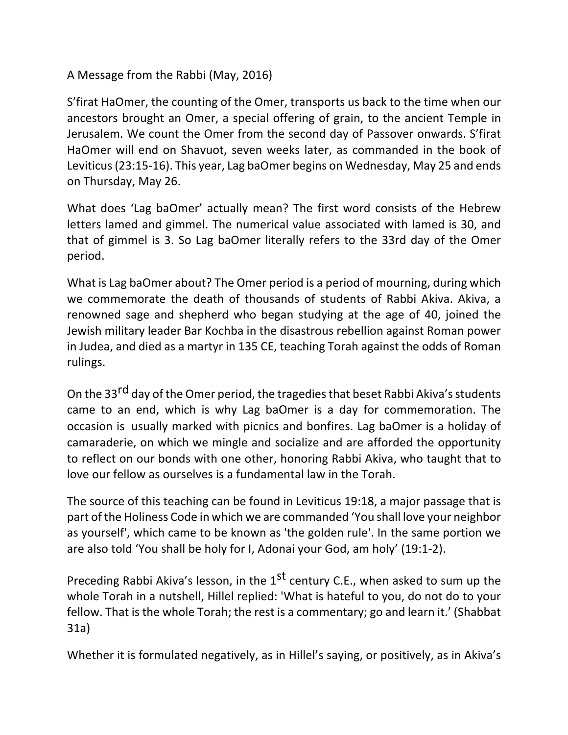A Message from the Rabbi (May, 2016)

S'firat HaOmer, the counting of the Omer, transports us back to the time when our ancestors brought an Omer, a special offering of grain, to the ancient Temple in Jerusalem. We count the Omer from the second day of Passover onwards. S'firat HaOmer will end on Shavuot, seven weeks later, as commanded in the book of Leviticus (23:15-16). This year, Lag baOmer begins on Wednesday, May 25 and ends on Thursday, May 26.

What does 'Lag baOmer' actually mean? The first word consists of the Hebrew letters lamed and gimmel. The numerical value associated with lamed is 30, and that of gimmel is 3. So Lag baOmer literally refers to the 33rd day of the Omer period.

What is Lag baOmer about? The Omer period is a period of mourning, during which we commemorate the death of thousands of students of Rabbi Akiva. Akiva, a renowned sage and shepherd who began studying at the age of 40, joined the Jewish military leader Bar Kochba in the disastrous rebellion against Roman power in Judea, and died as a martyr in 135 CE, teaching Torah against the odds of Roman rulings.

On the 33rd day of the Omer period, the tragedies that beset Rabbi Akiva's students came to an end, which is why Lag baOmer is a day for commemoration. The occasion is usually marked with picnics and bonfires. Lag baOmer is a holiday of camaraderie, on which we mingle and socialize and are afforded the opportunity to reflect on our bonds with one other, honoring Rabbi Akiva, who taught that to love our fellow as ourselves is a fundamental law in the Torah.

The source of this teaching can be found in Leviticus 19:18, a major passage that is part of the Holiness Code in which we are commanded 'You shall love your neighbor as yourself', which came to be known as 'the golden rule'. In the same portion we are also told 'You shall be holy for I, Adonai your God, am holy' (19:1-2).

Preceding Rabbi Akiva's lesson, in the 1st century C.E., when asked to sum up the whole Torah in a nutshell, Hillel replied: 'What is hateful to you, do not do to your fellow. That is the whole Torah; the rest is a commentary; go and learn it.' (Shabbat 31a)

Whether it is formulated negatively, as in Hillel's saying, or positively, as in Akiva's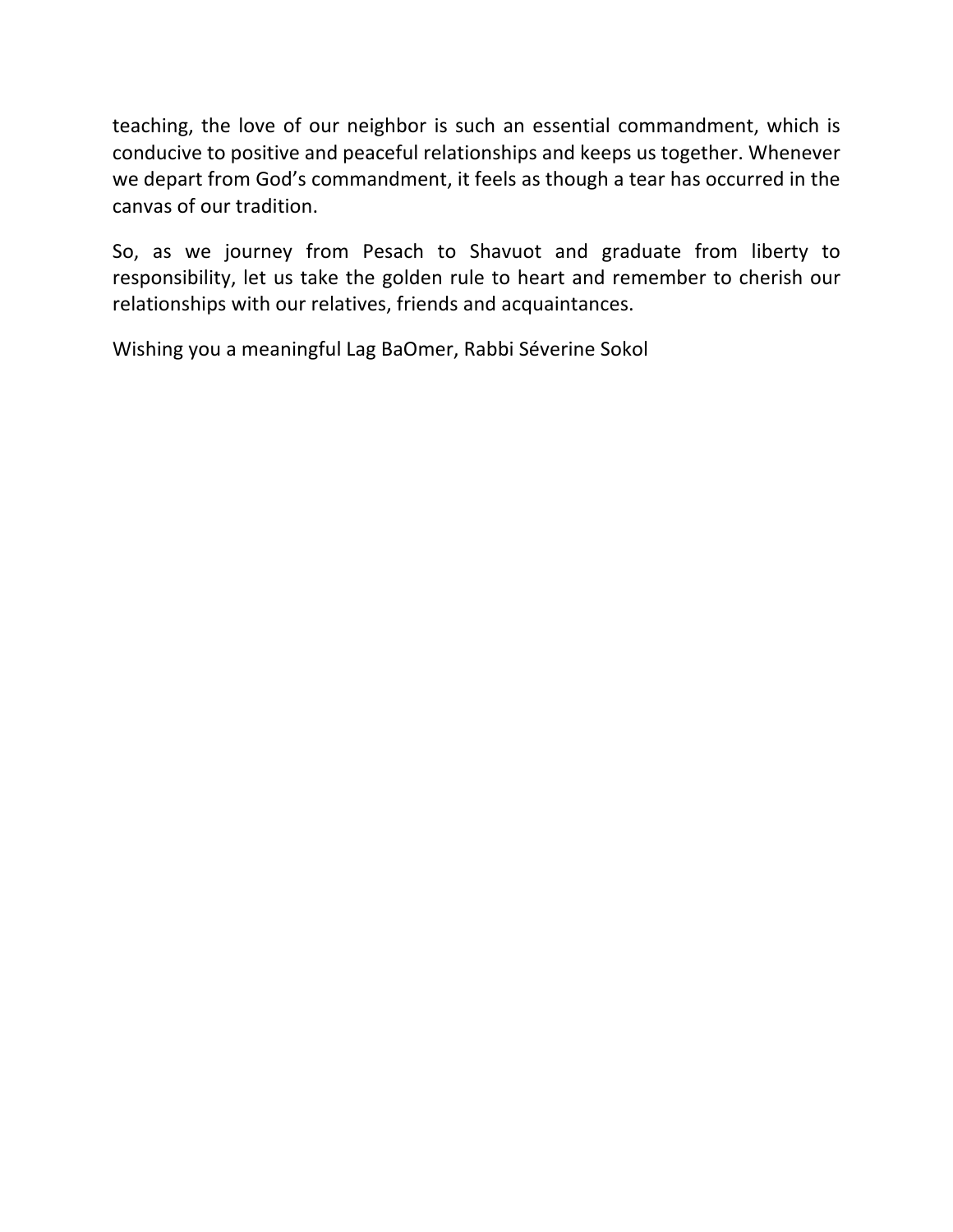teaching, the love of our neighbor is such an essential commandment, which is conducive to positive and peaceful relationships and keeps us together. Whenever we depart from God's commandment, it feels as though a tear has occurred in the canvas of our tradition.

So, as we journey from Pesach to Shavuot and graduate from liberty to responsibility, let us take the golden rule to heart and remember to cherish our relationships with our relatives, friends and acquaintances.

Wishing you a meaningful Lag BaOmer, Rabbi Séverine Sokol